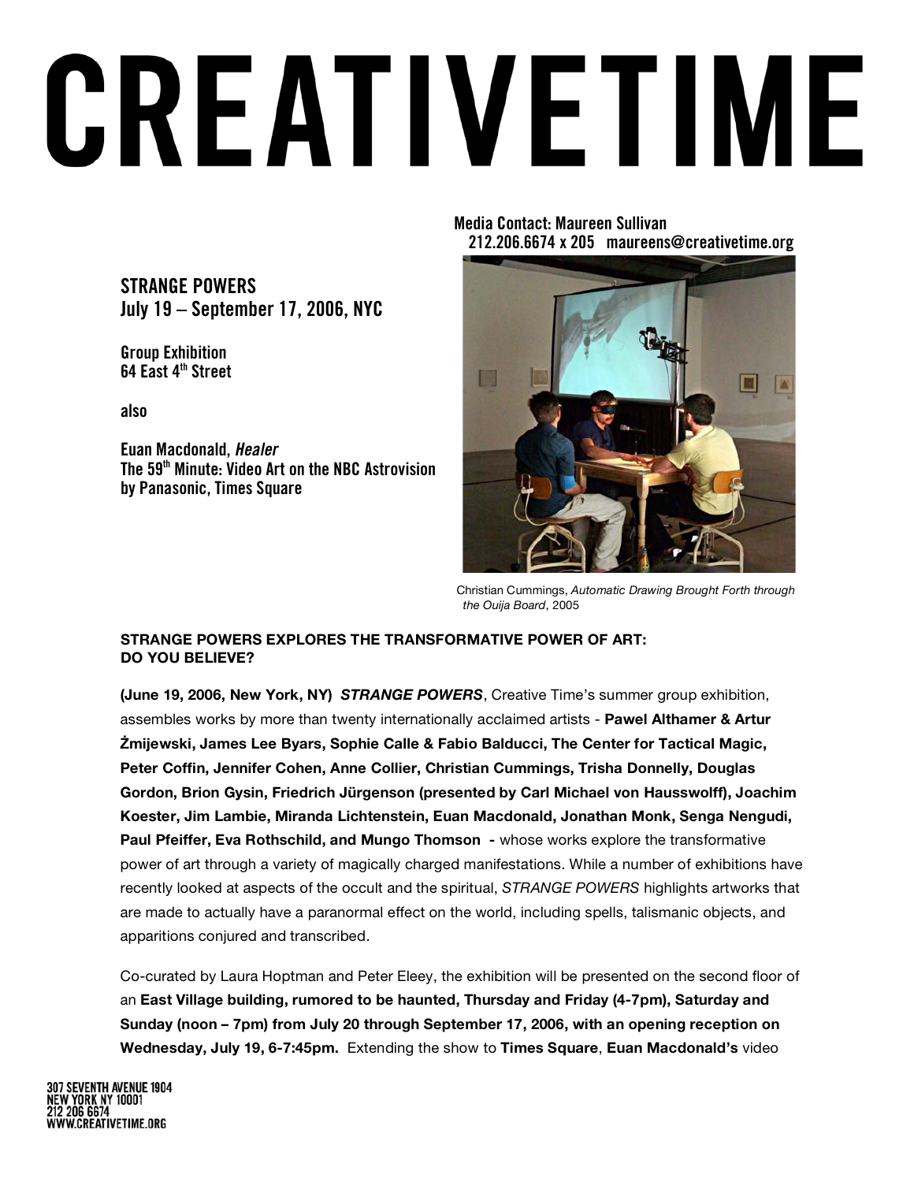# CREATIVETIME

**Media Contact: Maureen Sullivan**
**212.206.6674 x 205 maureens@creativetime.org**

**STRANGE POWERS**
**July 19 – September 17, 2006, NYC**

**Group Exhibition**
**64 East 4th Street**

**also**

**Euan Macdonald, *Healer***
**The 59th Minute: Video Art on the NBC Astrovision by Panasonic, Times Square**

Christian Cummings, *Automatic Drawing Brought Forth through the Ouija Board*, 2005

## STRANGE POWERS EXPLORES THE TRANSFORMATIVE POWER OF ART: DO YOU BELIEVE?

**(June 19, 2006, New York, NY)** ***STRANGE POWERS***, Creative Time's summer group exhibition, assembles works by more than twenty internationally acclaimed artists - **Pawel Althamer & Artur Żmijewski, James Lee Byars, Sophie Calle & Fabio Balducci, The Center for Tactical Magic, Peter Coffin, Jennifer Cohen, Anne Collier, Christian Cummings, Trisha Donnelly, Douglas Gordon, Brion Gysin, Friedrich Jürgenson (presented by Carl Michael von Hausswolff), Joachim Koester, Jim Lambie, Miranda Lichtenstein, Euan Macdonald, Jonathan Monk, Senga Nengudi, Paul Pfeiffer, Eva Rothschild, and Mungo Thomson -** whose works explore the transformative power of art through a variety of magically charged manifestations. While a number of exhibitions have recently looked at aspects of the occult and the spiritual, *STRANGE POWERS* highlights artworks that are made to actually have a paranormal effect on the world, including spells, talismanic objects, and apparitions conjured and transcribed.

Co-curated by Laura Hoptman and Peter Eleey, the exhibition will be presented on the second floor of an **East Village building, rumored to be haunted, Thursday and Friday (4-7pm), Saturday and Sunday (noon – 7pm) from July 20 through September 17, 2006, with an opening reception on Wednesday, July 19, 6-7:45pm.** Extending the show to **Times Square**, **Euan Macdonald's** video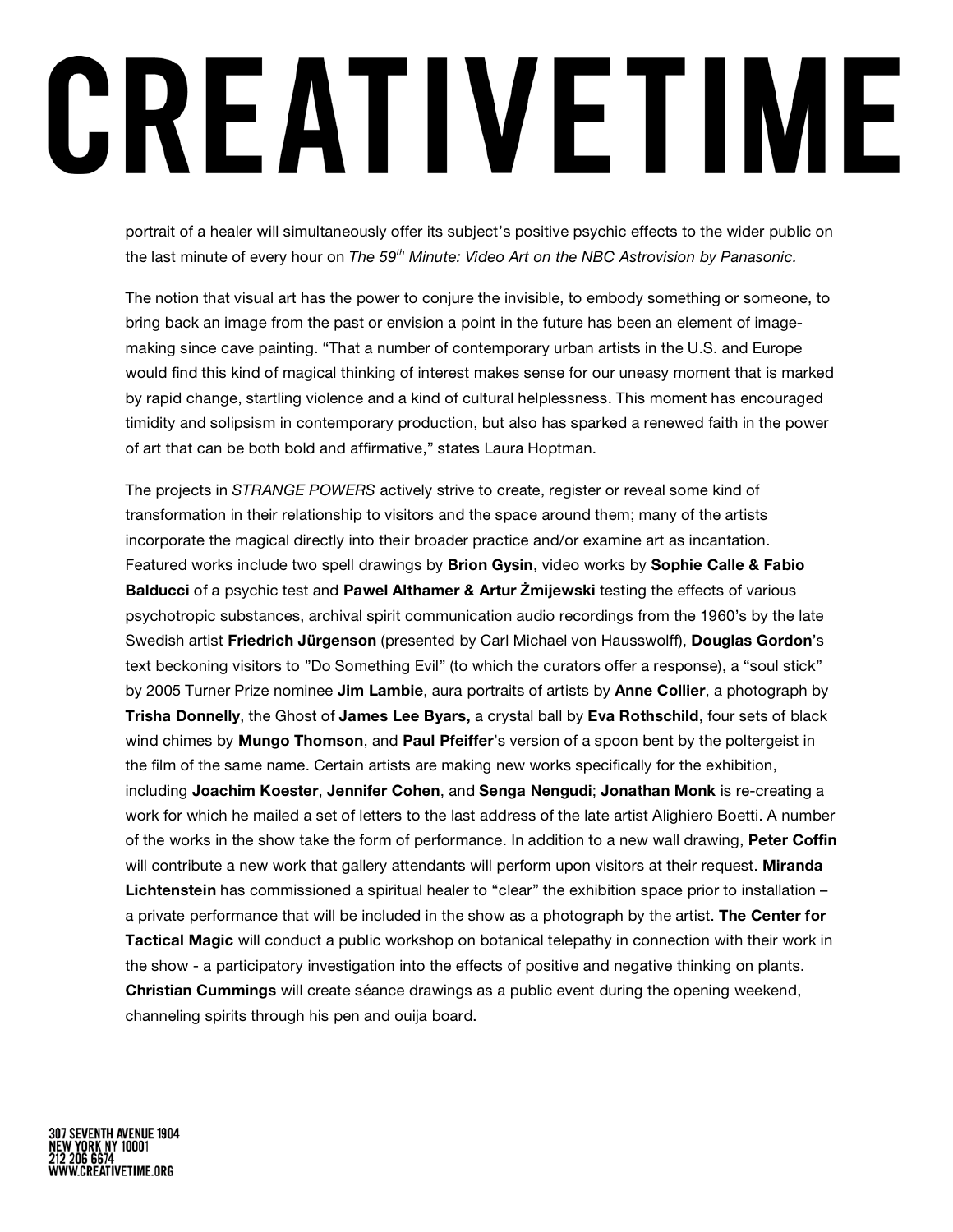portrait of a healer will simultaneously offer its subject's positive psychic effects to the wider public on the last minute of every hour on *The 59$^{th}$ Minute: Video Art on the NBC Astrovision by Panasonic.*

The notion that visual art has the power to conjure the invisible, to embody something or someone, to bring back an image from the past or envision a point in the future has been an element of image-making since cave painting. "That a number of contemporary urban artists in the U.S. and Europe would find this kind of magical thinking of interest makes sense for our uneasy moment that is marked by rapid change, startling violence and a kind of cultural helplessness. This moment has encouraged timidity and solipsism in contemporary production, but also has sparked a renewed faith in the power of art that can be both bold and affirmative," states Laura Hoptman.

The projects in *STRANGE POWERS* actively strive to create, register or reveal some kind of transformation in their relationship to visitors and the space around them; many of the artists incorporate the magical directly into their broader practice and/or examine art as incantation. Featured works include two spell drawings by **Brion Gysin**, video works by **Sophie Calle & Fabio Balducci** of a psychic test and **Pawel Althamer & Artur Żmijewski** testing the effects of various psychotropic substances, archival spirit communication audio recordings from the 1960's by the late Swedish artist **Friedrich Jürgenson** (presented by Carl Michael von Hausswolff), **Douglas Gordon**'s text beckoning visitors to "Do Something Evil" (to which the curators offer a response), a "soul stick" by 2005 Turner Prize nominee **Jim Lambie**, aura portraits of artists by **Anne Collier**, a photograph by **Trisha Donnelly**, the Ghost of **James Lee Byars,** a crystal ball by **Eva Rothschild**, four sets of black wind chimes by **Mungo Thomson**, and **Paul Pfeiffer**'s version of a spoon bent by the poltergeist in the film of the same name. Certain artists are making new works specifically for the exhibition, including **Joachim Koester**, **Jennifer Cohen**, and **Senga Nengudi**; **Jonathan Monk** is re-creating a work for which he mailed a set of letters to the last address of the late artist Alighiero Boetti. A number of the works in the show take the form of performance. In addition to a new wall drawing, **Peter Coffin** will contribute a new work that gallery attendants will perform upon visitors at their request. **Miranda Lichtenstein** has commissioned a spiritual healer to "clear" the exhibition space prior to installation – a private performance that will be included in the show as a photograph by the artist. **The Center for Tactical Magic** will conduct a public workshop on botanical telepathy in connection with their work in the show - a participatory investigation into the effects of positive and negative thinking on plants. **Christian Cummings** will create séance drawings as a public event during the opening weekend, channeling spirits through his pen and ouija board.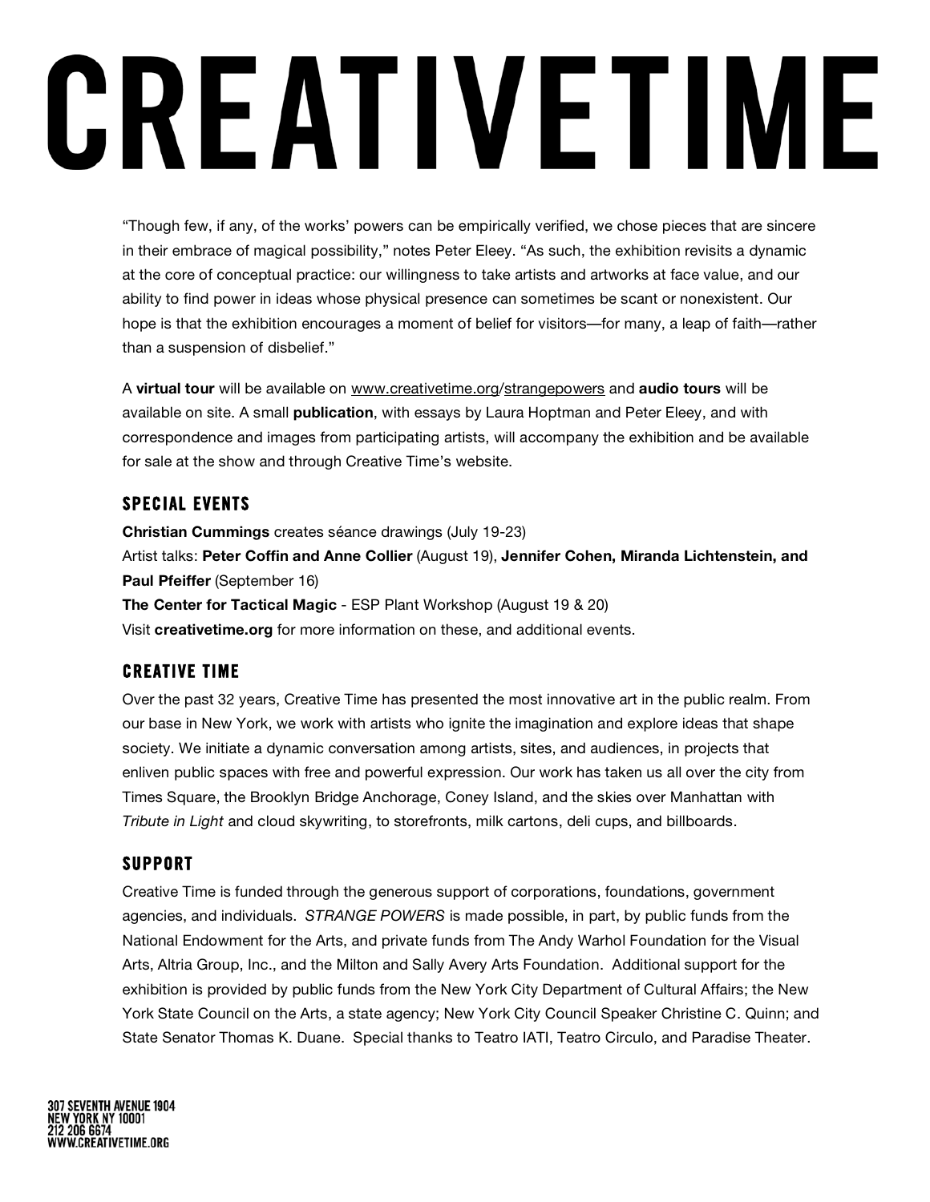# CREATIVETIME

"Though few, if any, of the works' powers can be empirically verified, we chose pieces that are sincere in their embrace of magical possibility," notes Peter Eleey. "As such, the exhibition revisits a dynamic at the core of conceptual practice: our willingness to take artists and artworks at face value, and our ability to find power in ideas whose physical presence can sometimes be scant or nonexistent. Our hope is that the exhibition encourages a moment of belief for visitors—for many, a leap of faith—rather than a suspension of disbelief."

A **virtual tour** will be available on www.creativetime.org/strangepowers and **audio tours** will be available on site. A small **publication**, with essays by Laura Hoptman and Peter Eleey, and with correspondence and images from participating artists, will accompany the exhibition and be available for sale at the show and through Creative Time's website.

## SPECIAL EVENTS

**Christian Cummings** creates séance drawings (July 19-23)
Artist talks: **Peter Coffin and Anne Collier** (August 19), **Jennifer Cohen, Miranda Lichtenstein, and Paul Pfeiffer** (September 16)
**The Center for Tactical Magic** - ESP Plant Workshop (August 19 & 20)
Visit **creativetime.org** for more information on these, and additional events.

## CREATIVE TIME

Over the past 32 years, Creative Time has presented the most innovative art in the public realm. From our base in New York, we work with artists who ignite the imagination and explore ideas that shape society. We initiate a dynamic conversation among artists, sites, and audiences, in projects that enliven public spaces with free and powerful expression. Our work has taken us all over the city from Times Square, the Brooklyn Bridge Anchorage, Coney Island, and the skies over Manhattan with *Tribute in Light* and cloud skywriting, to storefronts, milk cartons, deli cups, and billboards.

## SUPPORT

Creative Time is funded through the generous support of corporations, foundations, government agencies, and individuals. *STRANGE POWERS* is made possible, in part, by public funds from the National Endowment for the Arts, and private funds from The Andy Warhol Foundation for the Visual Arts, Altria Group, Inc., and the Milton and Sally Avery Arts Foundation. Additional support for the exhibition is provided by public funds from the New York City Department of Cultural Affairs; the New York State Council on the Arts, a state agency; New York City Council Speaker Christine C. Quinn; and State Senator Thomas K. Duane. Special thanks to Teatro IATI, Teatro Circulo, and Paradise Theater.

307 SEVENTH AVENUE 1904
NEW YORK NY 10001
212 206 6674
WWW.CREATIVETIME.ORG